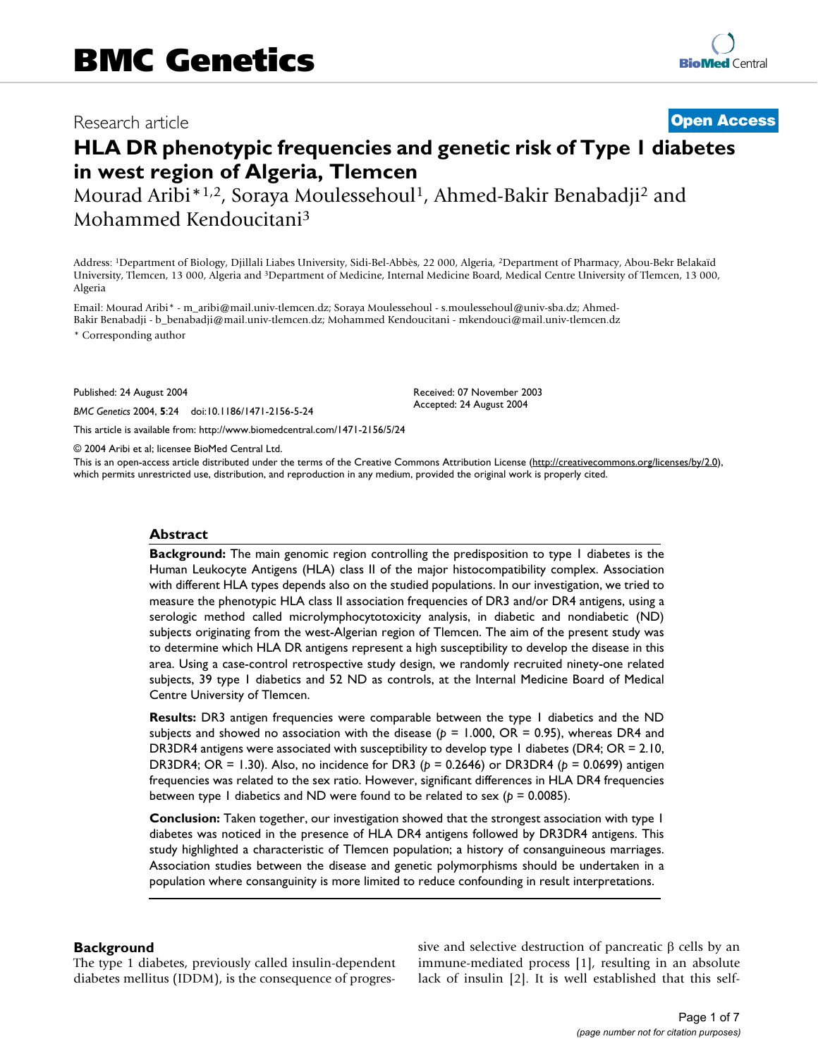Research article

**Open Access**

# HLA DR phenotypic frequencies and genetic risk of Type 1 diabetes in west region of Algeria, Tlemcen

Mourad Aribi*[1,2], Soraya Moulessehoul[1], Ahmed-Bakir Benabadji[2] and Mohammed Kendoucitani[3]

Address: [1]Department of Biology, Djillali Liabes University, Sidi-Bel-Abbès, 22 000, Algeria, [2]Department of Pharmacy, Abou-Bekr Belakaïd University, Tlemcen, 13 000, Algeria and [3]Department of Medicine, Internal Medicine Board, Medical Centre University of Tlemcen, 13 000, Algeria

Email: Mourad Aribi* - m_aribi@mail.univ-tlemcen.dz; Soraya Moulessehoul - s.moulessehoul@univ-sba.dz; Ahmed-Bakir Benabadji - b_benabadji@mail.univ-tlemcen.dz; Mohammed Kendoucitani - mkendouci@mail.univ-tlemcen.dz

* Corresponding author

Published: 24 August 2004

*BMC Genetics* 2004, **5**:24 doi:10.1186/1471-2156-5-24

Received: 07 November 2003
Accepted: 24 August 2004

This article is available from: http://www.biomedcentral.com/1471-2156/5/24

© 2004 Aribi et al; licensee BioMed Central Ltd.

This is an open-access article distributed under the terms of the Creative Commons Attribution License (http://creativecommons.org/licenses/by/2.0), which permits unrestricted use, distribution, and reproduction in any medium, provided the original work is properly cited.

## Abstract

**Background:** The main genomic region controlling the predisposition to type 1 diabetes is the Human Leukocyte Antigens (HLA) class II of the major histocompatibility complex. Association with different HLA types depends also on the studied populations. In our investigation, we tried to measure the phenotypic HLA class II association frequencies of DR3 and/or DR4 antigens, using a serologic method called microlymphocytotoxicity analysis, in diabetic and nondiabetic (ND) subjects originating from the west-Algerian region of Tlemcen. The aim of the present study was to determine which HLA DR antigens represent a high susceptibility to develop the disease in this area. Using a case-control retrospective study design, we randomly recruited ninety-one related subjects, 39 type 1 diabetics and 52 ND as controls, at the Internal Medicine Board of Medical Centre University of Tlemcen.

**Results:** DR3 antigen frequencies were comparable between the type 1 diabetics and the ND subjects and showed no association with the disease ($p$ = 1.000, OR = 0.95), whereas DR4 and DR3DR4 antigens were associated with susceptibility to develop type 1 diabetes (DR4; OR = 2.10, DR3DR4; OR = 1.30). Also, no incidence for DR3 ($p$ = 0.2646) or DR3DR4 ($p$ = 0.0699) antigen frequencies was related to the sex ratio. However, significant differences in HLA DR4 frequencies between type 1 diabetics and ND were found to be related to sex ($p$ = 0.0085).

**Conclusion:** Taken together, our investigation showed that the strongest association with type 1 diabetes was noticed in the presence of HLA DR4 antigens followed by DR3DR4 antigens. This study highlighted a characteristic of Tlemcen population; a history of consanguineous marriages. Association studies between the disease and genetic polymorphisms should be undertaken in a population where consanguinity is more limited to reduce confounding in result interpretations.

## Background

The type 1 diabetes, previously called insulin-dependent diabetes mellitus (IDDM), is the consequence of progressive and selective destruction of pancreatic β cells by an immune-mediated process [1], resulting in an absolute lack of insulin [2]. It is well established that this self-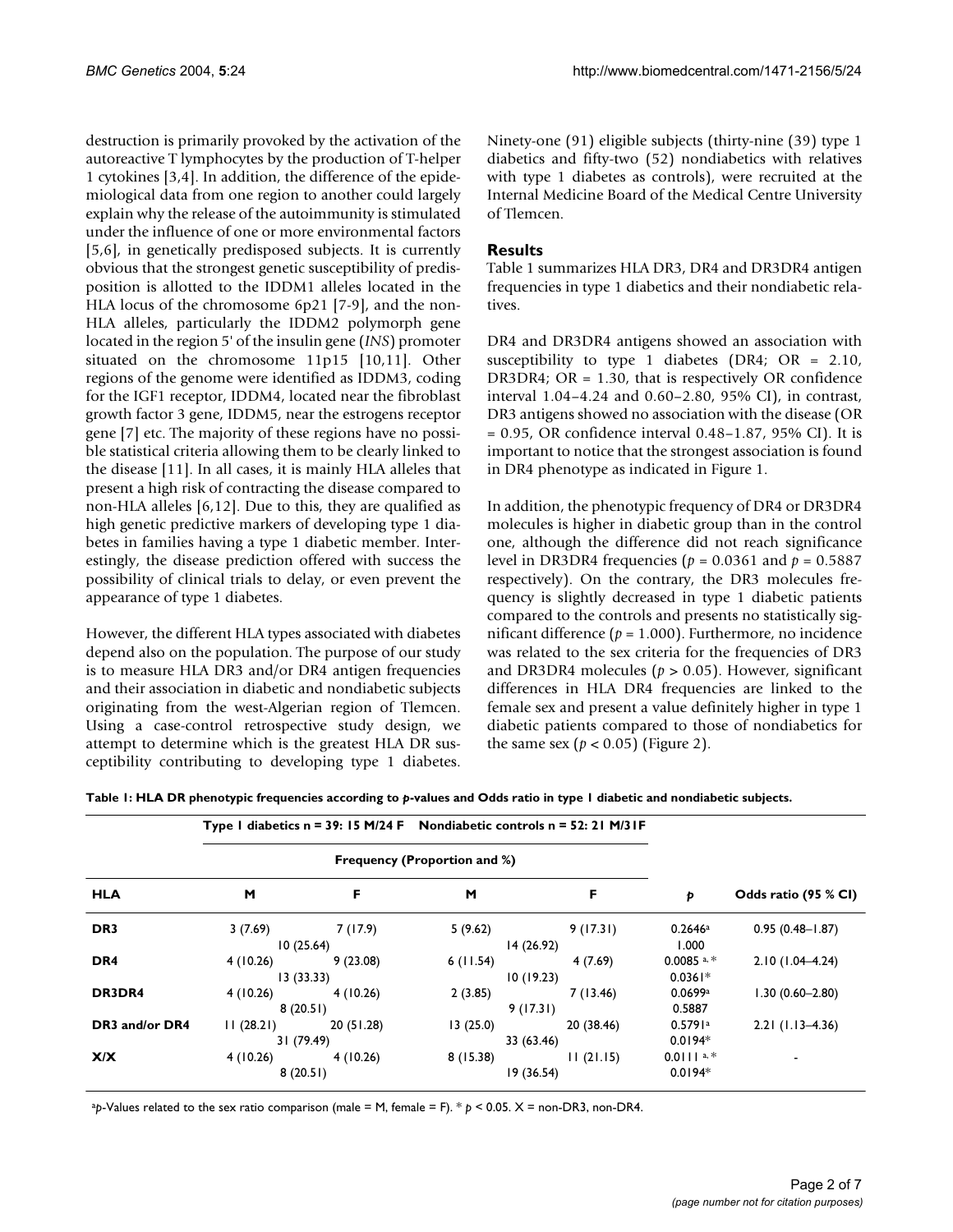destruction is primarily provoked by the activation of the autoreactive T lymphocytes by the production of T-helper 1 cytokines [3,4]. In addition, the difference of the epidemiological data from one region to another could largely explain why the release of the autoimmunity is stimulated under the influence of one or more environmental factors [5,6], in genetically predisposed subjects. It is currently obvious that the strongest genetic susceptibility of predisposition is allotted to the IDDM1 alleles located in the HLA locus of the chromosome 6p21 [7-9], and the non-HLA alleles, particularly the IDDM2 polymorph gene located in the region 5' of the insulin gene (*INS*) promoter situated on the chromosome 11p15 [10,11]. Other regions of the genome were identified as IDDM3, coding for the IGF1 receptor, IDDM4, located near the fibroblast growth factor 3 gene, IDDM5, near the estrogens receptor gene [7] etc. The majority of these regions have no possible statistical criteria allowing them to be clearly linked to the disease [11]. In all cases, it is mainly HLA alleles that present a high risk of contracting the disease compared to non-HLA alleles [6,12]. Due to this, they are qualified as high genetic predictive markers of developing type 1 diabetes in families having a type 1 diabetic member. Interestingly, the disease prediction offered with success the possibility of clinical trials to delay, or even prevent the appearance of type 1 diabetes.

However, the different HLA types associated with diabetes depend also on the population. The purpose of our study is to measure HLA DR3 and/or DR4 antigen frequencies and their association in diabetic and nondiabetic subjects originating from the west-Algerian region of Tlemcen. Using a case-control retrospective study design, we attempt to determine which is the greatest HLA DR susceptibility contributing to developing type 1 diabetes. Ninety-one (91) eligible subjects (thirty-nine (39) type 1 diabetics and fifty-two (52) nondiabetics with relatives with type 1 diabetes as controls), were recruited at the Internal Medicine Board of the Medical Centre University of Tlemcen.

## Results

Table 1 summarizes HLA DR3, DR4 and DR3DR4 antigen frequencies in type 1 diabetics and their nondiabetic relatives.

DR4 and DR3DR4 antigens showed an association with susceptibility to type 1 diabetes (DR4; OR = 2.10, DR3DR4; OR = 1.30, that is respectively OR confidence interval 1.04–4.24 and 0.60–2.80, 95% CI), in contrast, DR3 antigens showed no association with the disease (OR = 0.95, OR confidence interval 0.48–1.87, 95% CI). It is important to notice that the strongest association is found in DR4 phenotype as indicated in Figure 1.

In addition, the phenotypic frequency of DR4 or DR3DR4 molecules is higher in diabetic group than in the control one, although the difference did not reach significance level in DR3DR4 frequencies ($p = 0.0361$ and $p = 0.5887$ respectively). On the contrary, the DR3 molecules frequency is slightly decreased in type 1 diabetic patients compared to the controls and presents no statistically significant difference ($p = 1.000$). Furthermore, no incidence was related to the sex criteria for the frequencies of DR3 and DR3DR4 molecules ($p > 0.05$). However, significant differences in HLA DR4 frequencies are linked to the female sex and present a value definitely higher in type 1 diabetic patients compared to those of nondiabetics for the same sex ($p < 0.05$) (Figure 2).

**Table 1: HLA DR phenotypic frequencies according to *p*-values and Odds ratio in type 1 diabetic and nondiabetic subjects.**

| | Type 1 diabetics n = 39: 15 M/24 F | | Nondiabetic controls n = 52: 21 M/31F | | | |
|---|---|---|---|---|---|---|
| | Frequency (Proportion and %) | | | | | |
| **HLA** | **M** | **F** | **M** | **F** | ***p*** | **Odds ratio (95 % CI)** |
| **DR3** | 3 (7.69) | 7 (17.9) | 5 (9.62) | 9 (17.31) | 0.2646[a] | 0.95 (0.48–1.87) |
| | 10 (25.64) | | 14 (26.92) | | 1.000 | |
| **DR4** | 4 (10.26) | 9 (23.08) | 6 (11.54) | 4 (7.69) | 0.0085 [a, *] | 2.10 (1.04–4.24) |
| | 13 (33.33) | | 10 (19.23) | | 0.0361* | |
| **DR3DR4** | 4 (10.26) | 4 (10.26) | 2 (3.85) | 7 (13.46) | 0.0699[a] | 1.30 (0.60–2.80) |
| | 8 (20.51) | | 9 (17.31) | | 0.5887 | |
| **DR3 and/or DR4** | 11 (28.21) | 20 (51.28) | 13 (25.0) | 20 (38.46) | 0.5791[a] | 2.21 (1.13–4.36) |
| | 31 (79.49) | | 33 (63.46) | | 0.0194* | |
| **X/X** | 4 (10.26) | 4 (10.26) | 8 (15.38) | 11 (21.15) | 0.0111 [a, *] | - |
| | 8 (20.51) | | 19 (36.54) | | 0.0194* | |

[a]*p*-Values related to the sex ratio comparison (male = M, female = F). * $p < 0.05$. X = non-DR3, non-DR4.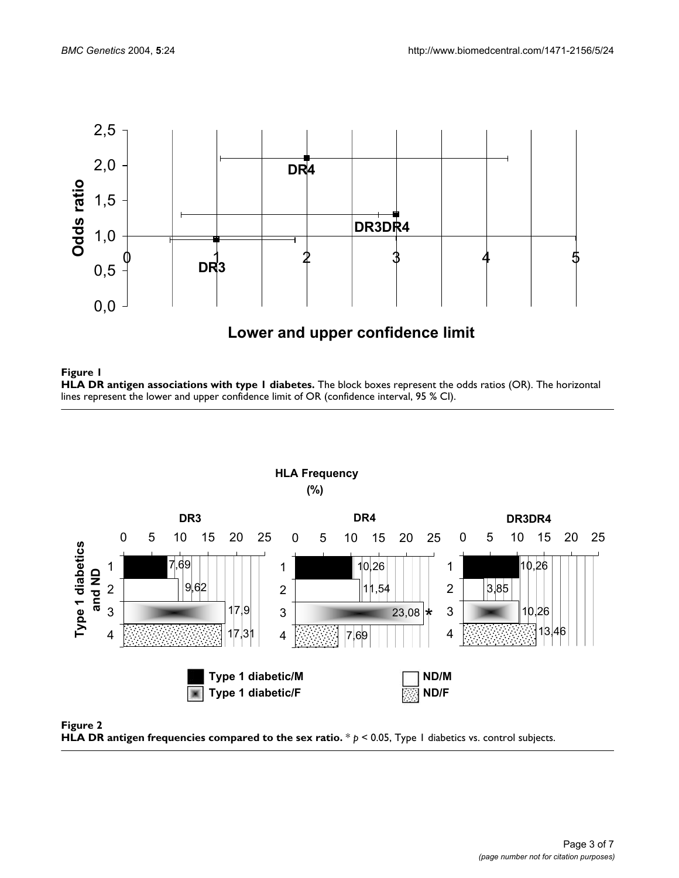**Figure 1**

**HLA DR antigen associations with type 1 diabetes.** The block boxes represent the odds ratios (OR). The horizontal lines represent the lower and upper confidence limit of OR (confidence interval, 95 % CI).

**Figure 2**

**HLA DR antigen frequencies compared to the sex ratio.** * $p < 0.05$, Type 1 diabetics vs. control subjects.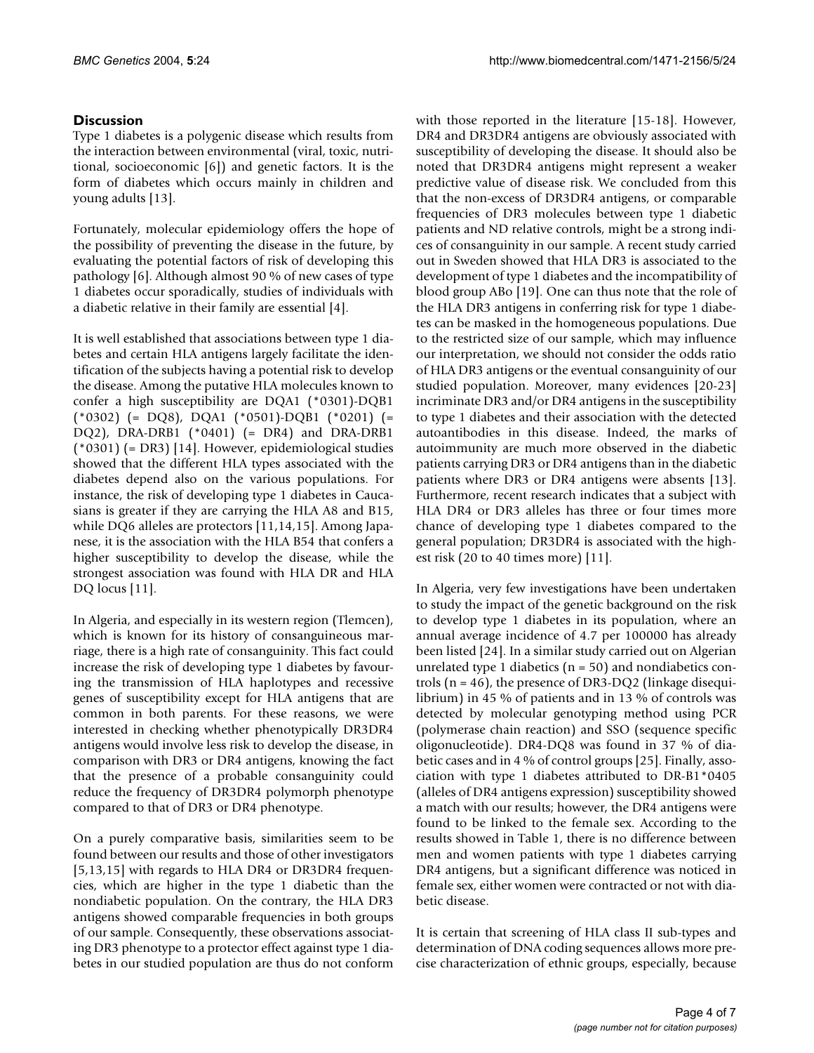## Discussion

Type 1 diabetes is a polygenic disease which results from the interaction between environmental (viral, toxic, nutritional, socioeconomic [6]) and genetic factors. It is the form of diabetes which occurs mainly in children and young adults [13].

Fortunately, molecular epidemiology offers the hope of the possibility of preventing the disease in the future, by evaluating the potential factors of risk of developing this pathology [6]. Although almost 90 % of new cases of type 1 diabetes occur sporadically, studies of individuals with a diabetic relative in their family are essential [4].

It is well established that associations between type 1 diabetes and certain HLA antigens largely facilitate the identification of the subjects having a potential risk to develop the disease. Among the putative HLA molecules known to confer a high susceptibility are DQA1 (*0301)-DQB1 (*0302) (= DQ8), DQA1 (*0501)-DQB1 (*0201) (= DQ2), DRA-DRB1 (*0401) (= DR4) and DRA-DRB1 (*0301) (= DR3) [14]. However, epidemiological studies showed that the different HLA types associated with the diabetes depend also on the various populations. For instance, the risk of developing type 1 diabetes in Caucasians is greater if they are carrying the HLA A8 and B15, while DQ6 alleles are protectors [11,14,15]. Among Japanese, it is the association with the HLA B54 that confers a higher susceptibility to develop the disease, while the strongest association was found with HLA DR and HLA DQ locus [11].

In Algeria, and especially in its western region (Tlemcen), which is known for its history of consanguineous marriage, there is a high rate of consanguinity. This fact could increase the risk of developing type 1 diabetes by favouring the transmission of HLA haplotypes and recessive genes of susceptibility except for HLA antigens that are common in both parents. For these reasons, we were interested in checking whether phenotypically DR3DR4 antigens would involve less risk to develop the disease, in comparison with DR3 or DR4 antigens, knowing the fact that the presence of a probable consanguinity could reduce the frequency of DR3DR4 polymorph phenotype compared to that of DR3 or DR4 phenotype.

On a purely comparative basis, similarities seem to be found between our results and those of other investigators [5,13,15] with regards to HLA DR4 or DR3DR4 frequencies, which are higher in the type 1 diabetic than the nondiabetic population. On the contrary, the HLA DR3 antigens showed comparable frequencies in both groups of our sample. Consequently, these observations associating DR3 phenotype to a protector effect against type 1 diabetes in our studied population are thus do not conform with those reported in the literature [15-18]. However, DR4 and DR3DR4 antigens are obviously associated with susceptibility of developing the disease. It should also be noted that DR3DR4 antigens might represent a weaker predictive value of disease risk. We concluded from this that the non-excess of DR3DR4 antigens, or comparable frequencies of DR3 molecules between type 1 diabetic patients and ND relative controls, might be a strong indices of consanguinity in our sample. A recent study carried out in Sweden showed that HLA DR3 is associated to the development of type 1 diabetes and the incompatibility of blood group ABo [19]. One can thus note that the role of the HLA DR3 antigens in conferring risk for type 1 diabetes can be masked in the homogeneous populations. Due to the restricted size of our sample, which may influence our interpretation, we should not consider the odds ratio of HLA DR3 antigens or the eventual consanguinity of our studied population. Moreover, many evidences [20-23] incriminate DR3 and/or DR4 antigens in the susceptibility to type 1 diabetes and their association with the detected autoantibodies in this disease. Indeed, the marks of autoimmunity are much more observed in the diabetic patients carrying DR3 or DR4 antigens than in the diabetic patients where DR3 or DR4 antigens were absents [13]. Furthermore, recent research indicates that a subject with HLA DR4 or DR3 alleles has three or four times more chance of developing type 1 diabetes compared to the general population; DR3DR4 is associated with the highest risk (20 to 40 times more) [11].

In Algeria, very few investigations have been undertaken to study the impact of the genetic background on the risk to develop type 1 diabetes in its population, where an annual average incidence of 4.7 per 100000 has already been listed [24]. In a similar study carried out on Algerian unrelated type 1 diabetics (n = 50) and nondiabetics controls (n = 46), the presence of DR3-DQ2 (linkage disequilibrium) in 45 % of patients and in 13 % of controls was detected by molecular genotyping method using PCR (polymerase chain reaction) and SSO (sequence specific oligonucleotide). DR4-DQ8 was found in 37 % of diabetic cases and in 4 % of control groups [25]. Finally, association with type 1 diabetes attributed to DR-B1*0405 (alleles of DR4 antigens expression) susceptibility showed a match with our results; however, the DR4 antigens were found to be linked to the female sex. According to the results showed in Table 1, there is no difference between men and women patients with type 1 diabetes carrying DR4 antigens, but a significant difference was noticed in female sex, either women were contracted or not with diabetic disease.

It is certain that screening of HLA class II sub-types and determination of DNA coding sequences allows more precise characterization of ethnic groups, especially, because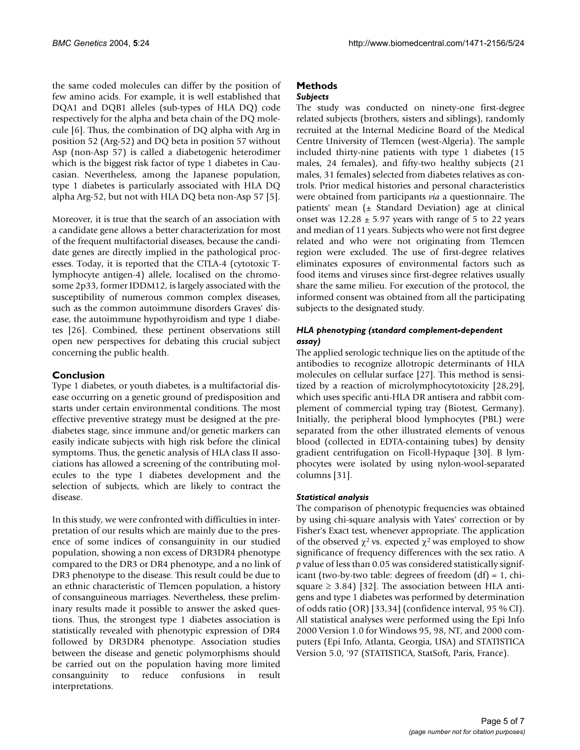the same coded molecules can differ by the position of few amino acids. For example, it is well established that DQA1 and DQB1 alleles (sub-types of HLA DQ) code respectively for the alpha and beta chain of the DQ molecule [6]. Thus, the combination of DQ alpha with Arg in position 52 (Arg-52) and DQ beta in position 57 without Asp (non-Asp 57) is called a diabetogenic heterodimer which is the biggest risk factor of type 1 diabetes in Caucasian. Nevertheless, among the Japanese population, type 1 diabetes is particularly associated with HLA DQ alpha Arg-52, but not with HLA DQ beta non-Asp 57 [5].

Moreover, it is true that the search of an association with a candidate gene allows a better characterization for most of the frequent multifactorial diseases, because the candidate genes are directly implied in the pathological processes. Today, it is reported that the CTLA-4 (cytotoxic T-lymphocyte antigen-4) allele, localised on the chromosome 2p33, former IDDM12, is largely associated with the susceptibility of numerous common complex diseases, such as the common autoimmune disorders Graves' disease, the autoimmune hypothyroidism and type 1 diabetes [26]. Combined, these pertinent observations still open new perspectives for debating this crucial subject concerning the public health.

## Conclusion

Type 1 diabetes, or youth diabetes, is a multifactorial disease occurring on a genetic ground of predisposition and starts under certain environmental conditions. The most effective preventive strategy must be designed at the prediabetes stage, since immune and/or genetic markers can easily indicate subjects with high risk before the clinical symptoms. Thus, the genetic analysis of HLA class II associations has allowed a screening of the contributing molecules to the type 1 diabetes development and the selection of subjects, which are likely to contract the disease.

In this study, we were confronted with difficulties in interpretation of our results which are mainly due to the presence of some indices of consanguinity in our studied population, showing a non excess of DR3DR4 phenotype compared to the DR3 or DR4 phenotype, and a no link of DR3 phenotype to the disease. This result could be due to an ethnic characteristic of Tlemcen population, a history of consanguineous marriages. Nevertheless, these preliminary results made it possible to answer the asked questions. Thus, the strongest type 1 diabetes association is statistically revealed with phenotypic expression of DR4 followed by DR3DR4 phenotype. Association studies between the disease and genetic polymorphisms should be carried out on the population having more limited consanguinity to reduce confusions in result interpretations.

## Methods

### *Subjects*

The study was conducted on ninety-one first-degree related subjects (brothers, sisters and siblings), randomly recruited at the Internal Medicine Board of the Medical Centre University of Tlemcen (west-Algeria). The sample included thirty-nine patients with type 1 diabetes (15 males, 24 females), and fifty-two healthy subjects (21 males, 31 females) selected from diabetes relatives as controls. Prior medical histories and personal characteristics were obtained from participants *via* a questionnaire. The patients' mean (± Standard Deviation) age at clinical onset was 12.28 ± 5.97 years with range of 5 to 22 years and median of 11 years. Subjects who were not first degree related and who were not originating from Tlemcen region were excluded. The use of first-degree relatives eliminates exposures of environmental factors such as food items and viruses since first-degree relatives usually share the same milieu. For execution of the protocol, the informed consent was obtained from all the participating subjects to the designated study.

### *HLA phenotyping (standard complement-dependent assay)*

The applied serologic technique lies on the aptitude of the antibodies to recognize allotropic determinants of HLA molecules on cellular surface [27]. This method is sensitized by a reaction of microlymphocytotoxicity [28,29], which uses specific anti-HLA DR antisera and rabbit complement of commercial typing tray (Biotest, Germany). Initially, the peripheral blood lymphocytes (PBL) were separated from the other illustrated elements of venous blood (collected in EDTA-containing tubes) by density gradient centrifugation on Ficoll-Hypaque [30]. B lymphocytes were isolated by using nylon-wool-separated columns [31].

### *Statistical analysis*

The comparison of phenotypic frequencies was obtained by using chi-square analysis with Yates' correction or by Fisher's Exact test, whenever appropriate. The application of the observed $\chi^2$ vs. expected $\chi^2$ was employed to show significance of frequency differences with the sex ratio. A $p$ value of less than 0.05 was considered statistically significant (two-by-two table: degrees of freedom (df) = 1, chi-square $\geq 3.84$) [32]. The association between HLA antigens and type 1 diabetes was performed by determination of odds ratio (OR) [33,34] (confidence interval, 95 % CI). All statistical analyses were performed using the Epi Info 2000 Version 1.0 for Windows 95, 98, NT, and 2000 computers (Epi Info, Atlanta, Georgia, USA) and STATISTICA Version 5.0, '97 (STATISTICA, StatSoft, Paris, France).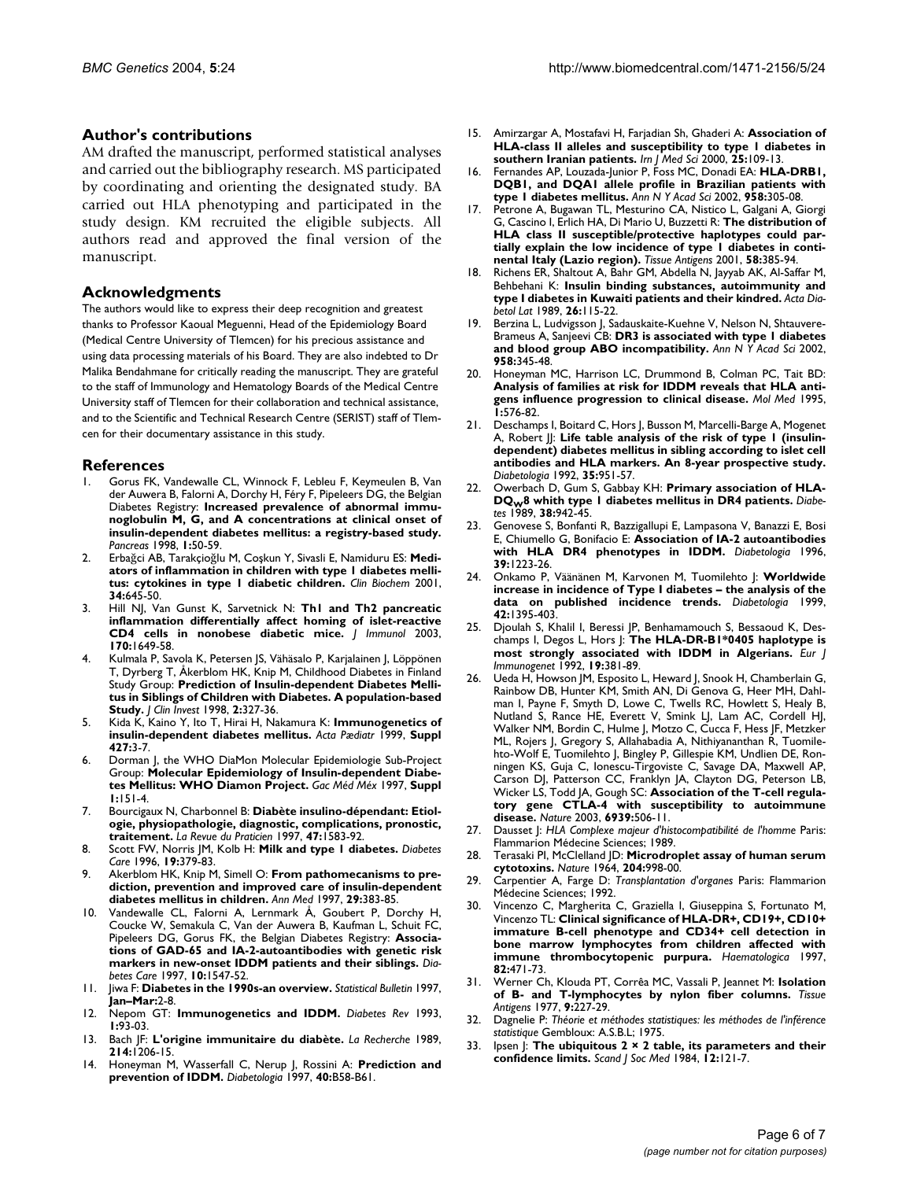## Author's contributions

AM drafted the manuscript, performed statistical analyses and carried out the bibliography research. MS participated by coordinating and orienting the designated study. BA carried out HLA phenotyping and participated in the study design. KM recruited the eligible subjects. All authors read and approved the final version of the manuscript.

## Acknowledgments

The authors would like to express their deep recognition and greatest thanks to Professor Kaoual Meguenni, Head of the Epidemiology Board (Medical Centre University of Tlemcen) for his precious assistance and using data processing materials of his Board. They are also indebted to Dr Malika Bendahmane for critically reading the manuscript. They are grateful to the staff of Immunology and Hematology Boards of the Medical Centre University staff of Tlemcen for their collaboration and technical assistance, and to the Scientific and Technical Research Centre (SERIST) staff of Tlemcen for their documentary assistance in this study.

## References

1. Gorus FK, Vandewalle CL, Winnock F, Lebleu F, Keymeulen B, Van der Auwera B, Falorni A, Dorchy H, Féry F, Pipeleers DG, the Belgian Diabetes Registry: **Increased prevalence of abnormal immunoglobulin M, G, and A concentrations at clinical onset of insulin-dependent diabetes mellitus: a registry-based study.** *Pancreas* 1998, **1:**50-59.
2. Erbağci AB, Tarakçioğlu M, Coşkun Y, Sivasli E, Namiduru ES: **Mediators of inflammation in children with type 1 diabetes mellitus: cytokines in type 1 diabetic children.** *Clin Biochem* 2001, **34:**645-50.
3. Hill NJ, Van Gunst K, Sarvetnick N: **Th1 and Th2 pancreatic inflammation differentially affect homing of islet-reactive CD4 cells in nonobese diabetic mice.** *J Immunol* 2003, **170:**1649-58.
4. Kulmala P, Savola K, Petersen JS, Vähäsalo P, Karjalainen J, Löppönen T, Dyrberg T, Åkerblom HK, Knip M, Childhood Diabetes in Finland Study Group: **Prediction of Insulin-dependent Diabetes Mellitus in Siblings of Children with Diabetes. A population-based Study.** *J Clin Invest* 1998, **2:**327-36.
5. Kida K, Kaino Y, Ito T, Hirai H, Nakamura K: **Immunogenetics of insulin-dependent diabetes mellitus.** *Acta Pædiatr* 1999, **Suppl 427:**3-7.
6. Dorman J, the WHO DiaMon Molecular Epidemiologie Sub-Project Group: **Molecular Epidemiology of Insulin-dependent Diabetes Mellitus: WHO Diamon Project.** *Gac Méd Méx* 1997, **Suppl 1:**151-4.
7. Bourcigaux N, Charbonnel B: **Diabète insulino-dépendant: Etiologie, physiopathologie, diagnostic, complications, pronostic, traitement.** *La Revue du Praticien* 1997, **47:**1583-92.
8. Scott FW, Norris JM, Kolb H: **Milk and type 1 diabetes.** *Diabetes Care* 1996, **19:**379-83.
9. Akerblom HK, Knip M, Simell O: **From pathomecanisms to prediction, prevention and improved care of insulin-dependent diabetes mellitus in children.** *Ann Med* 1997, **29:**383-85.
10. Vandewalle CL, Falorni A, Lernmark Å, Goubert P, Dorchy H, Coucke W, Semakula C, Van der Auwera B, Kaufman L, Schuit FC, Pipeleers DG, Gorus FK, the Belgian Diabetes Registry: **Associations of GAD-65 and IA-2-autoantibodies with genetic risk markers in new-onset IDDM patients and their siblings.** *Diabetes Care* 1997, **10:**1547-52.
11. Jiwa F: **Diabetes in the 1990s-an overview.** *Statistical Bulletin* 1997, **Jan–Mar:**2-8.
12. Nepom GT: **Immunogenetics and IDDM.** *Diabetes Rev* 1993, **1:**93-03.
13. Bach JF: **L'origine immunitaire du diabète.** *La Recherche* 1989, **214:**1206-15.
14. Honeyman M, Wasserfall C, Nerup J, Rossini A: **Prediction and prevention of IDDM.** *Diabetologia* 1997, **40:**B58-B61.
15. Amirzargar A, Mostafavi H, Farjadian Sh, Ghaderi A: **Association of HLA-class II alleles and susceptibility to type 1 diabetes in southern Iranian patients.** *Irn J Med Sci* 2000, **25:**109-13.
16. Fernandes AP, Louzada-Junior P, Foss MC, Donadi EA: **HLA-DRB1, DQB1, and DQA1 allele profile in Brazilian patients with type 1 diabetes mellitus.** *Ann N Y Acad Sci* 2002, **958:**305-08.
17. Petrone A, Bugawan TL, Mesturino CA, Nistico L, Galgani A, Giorgi G, Cascino I, Erlich HA, Di Mario U, Buzzetti R: **The distribution of HLA class II susceptible/protective haplotypes could partially explain the low incidence of type 1 diabetes in continental Italy (Lazio region).** *Tissue Antigens* 2001, **58:**385-94.
18. Richens ER, Shaltout A, Bahr GM, Abdella N, Jayyab AK, Al-Saffar M, Behbehani K: **Insulin binding substances, autoimmunity and type I diabetes in Kuwaiti patients and their kindred.** *Acta Diabetol Lat* 1989, **26:**115-22.
19. Berzina L, Ludvigsson J, Sadauskaite-Kuehne V, Nelson N, Shtauvere-Brameus A, Sanjeevi CB: **DR3 is associated with type 1 diabetes and blood group ABO incompatibility.** *Ann N Y Acad Sci* 2002, **958:**345-48.
20. Honeyman MC, Harrison LC, Drummond B, Colman PC, Tait BD: **Analysis of families at risk for IDDM reveals that HLA antigens influence progression to clinical disease.** *Mol Med* 1995, **1:**576-82.
21. Deschamps I, Boitard C, Hors J, Busson M, Marcelli-Barge A, Mogenet A, Robert JJ: **Life table analysis of the risk of type 1 (insulin-dependent) diabetes mellitus in sibling according to islet cell antibodies and HLA markers. An 8-year prospective study.** *Diabetologia* 1992, **35:**951-57.
22. Owerbach D, Gum S, Gabbay KH: **Primary association of HLA-$DQ_w8$ whith type 1 diabetes mellitus in DR4 patients.** *Diabetes* 1989, **38:**942-45.
23. Genovese S, Bonfanti R, Bazzigallupi E, Lampasona V, Banazzi E, Bosi E, Chiumello G, Bonifacio E: **Association of IA-2 autoantibodies with HLA DR4 phenotypes in IDDM.** *Diabetologia* 1996, **39:**1223-26.
24. Onkamo P, Väänänen M, Karvonen M, Tuomilehto J: **Worldwide increase in incidence of Type I diabetes – the analysis of the data on published incidence trends.** *Diabetologia* 1999, **42:**1395-403.
25. Djoulah S, Khalil I, Beressi JP, Benhamamouch S, Bessaoud K, Deschamps I, Degos L, Hors J: **The HLA-DR-B1*0405 haplotype is most strongly associated with IDDM in Algerians.** *Eur J Immunogenet* 1992, **19:**381-89.
26. Ueda H, Howson JM, Esposito L, Heward J, Snook H, Chamberlain G, Rainbow DB, Hunter KM, Smith AN, Di Genova G, Heer MH, Dahlman I, Payne F, Smyth D, Lowe C, Twells RC, Howlett S, Healy B, Nutland S, Rance HE, Everett V, Smink LJ, Lam AC, Cordell HJ, Walker NM, Bordin C, Hulme J, Motzo C, Cucca F, Hess JF, Metzker ML, Rojers J, Gregory S, Allahabadia A, Nithiyananthan R, Tuomilehto-Wolf E, Tuomilehto J, Bingley P, Gillespie KM, Undlien DE, Ronningen KS, Guja C, Ionescu-Tirgoviste C, Savage DA, Maxwell AP, Carson DJ, Patterson CC, Franklyn JA, Clayton DG, Peterson LB, Wicker LS, Todd JA, Gough SC: **Association of the T-cell regulatory gene CTLA-4 with susceptibility to autoimmune disease.** *Nature* 2003, **6939:**506-11.
27. Dausset J: *HLA Complexe majeur d'histocompatibilité de l'homme* Paris: Flammarion Médecine Sciences; 1989.
28. Terasaki PI, McClelland JD: **Microdroplet assay of human serum cytotoxins.** *Nature* 1964, **204:**998-00.
29. Carpentier A, Farge D: *Transplantation d'organes* Paris: Flammarion Médecine Sciences; 1992.
30. Vincenzo C, Margherita C, Graziella I, Giuseppina S, Fortunato M, Vincenzo TL: **Clinical significance of HLA-DR+, CD19+, CD10+ immature B-cell phenotype and CD34+ cell detection in bone marrow lymphocytes from children affected with immune thrombocytopenic purpura.** *Haematologica* 1997, **82:**471-73.
31. Werner Ch, Klouda PT, Corrêa MC, Vassali P, Jeannet M: **Isolation of B- and T-lymphocytes by nylon fiber columns.** *Tissue Antigens* 1977, **9:**227-29.
32. Dagnelie P: *Théorie et méthodes statistiques: les méthodes de l'inférence statistique* Gembloux: A.S.B.L; 1975.
33. Ipsen J: **The ubiquitous 2 × 2 table, its parameters and their confidence limits.** *Scand J Soc Med* 1984, **12:**121-7.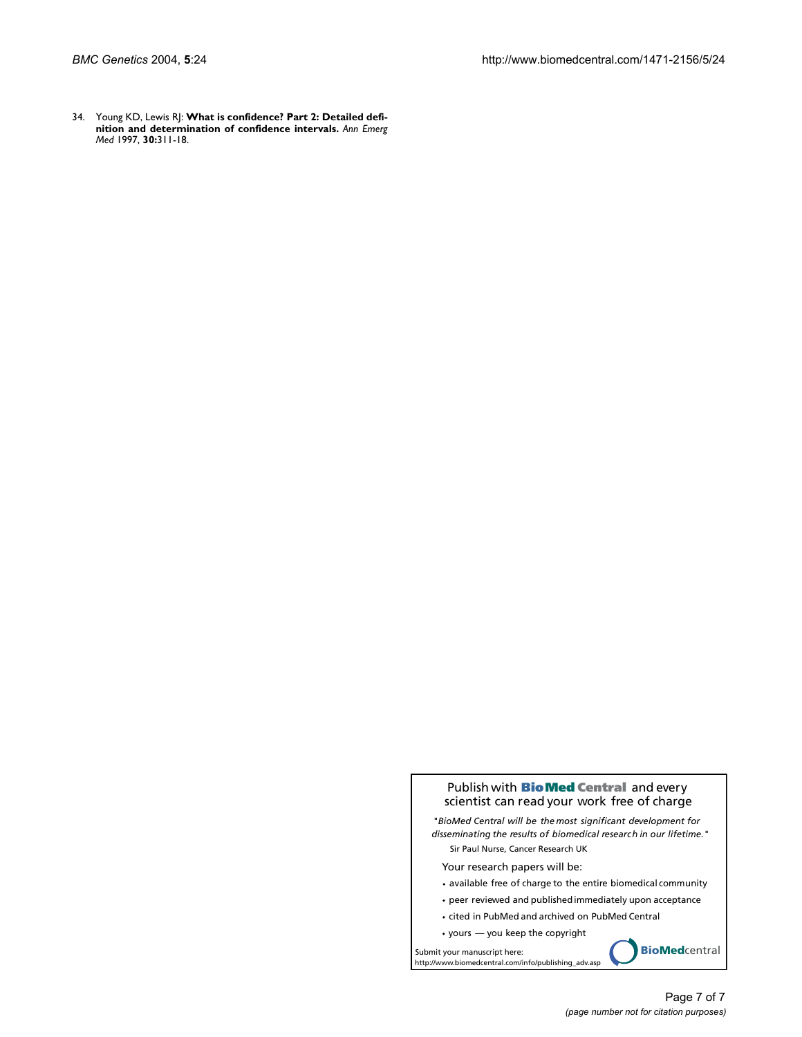34. Young KD, Lewis RJ: **What is confidence? Part 2: Detailed definition and determination of confidence intervals.** *Ann Emerg Med* 1997, **30:**311-18.

Publish with **BioMed Central** and every scientist can read your work free of charge

*"BioMed Central will be the most significant development for disseminating the results of biomedical research in our lifetime."*

Sir Paul Nurse, Cancer Research UK

Your research papers will be:

- available free of charge to the entire biomedical community
- peer reviewed and published immediately upon acceptance
- cited in PubMed and archived on PubMed Central
- yours — you keep the copyright

Submit your manuscript here:
http://www.biomedcentral.com/info/publishing_adv.asp

**BioMed**central